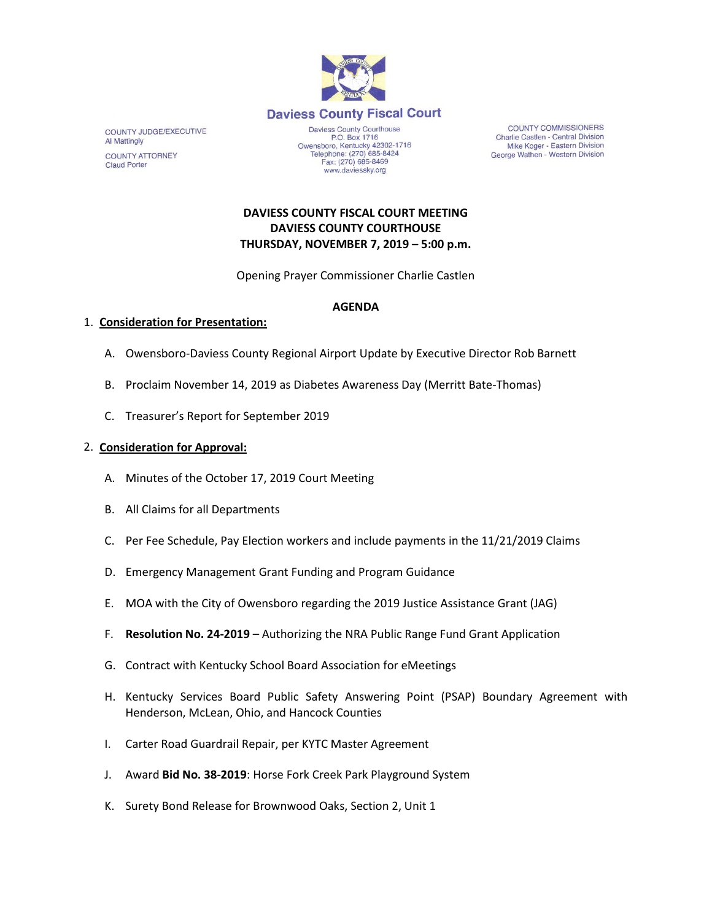# Daviess County Fiscal Court

COUNTY JUDGE/EXECUTIVE
Al Mattingly

COUNTY ATTORNEY
Claud Porter

Daviess County Courthouse
P.O. Box 1716
Owensboro, Kentucky 42302-1716
Telephone: (270) 685-8424
Fax: (270) 685-8469
www.daviessky.org

COUNTY COMMISSIONERS
Charlie Castlen - Central Division
Mike Koger - Eastern Division
George Wathen - Western Division

## DAVIESS COUNTY FISCAL COURT MEETING
## DAVIESS COUNTY COURTHOUSE
## THURSDAY, NOVEMBER 7, 2019 – 5:00 p.m.

Opening Prayer Commissioner Charlie Castlen

### AGENDA

1. **Consideration for Presentation:**

   A. Owensboro-Daviess County Regional Airport Update by Executive Director Rob Barnett

   B. Proclaim November 14, 2019 as Diabetes Awareness Day (Merritt Bate-Thomas)

   C. Treasurer's Report for September 2019

2. **Consideration for Approval:**

   A. Minutes of the October 17, 2019 Court Meeting

   B. All Claims for all Departments

   C. Per Fee Schedule, Pay Election workers and include payments in the 11/21/2019 Claims

   D. Emergency Management Grant Funding and Program Guidance

   E. MOA with the City of Owensboro regarding the 2019 Justice Assistance Grant (JAG)

   F. **Resolution No. 24-2019** – Authorizing the NRA Public Range Fund Grant Application

   G. Contract with Kentucky School Board Association for eMeetings

   H. Kentucky Services Board Public Safety Answering Point (PSAP) Boundary Agreement with Henderson, McLean, Ohio, and Hancock Counties

   I. Carter Road Guardrail Repair, per KYTC Master Agreement

   J. Award **Bid No. 38-2019**: Horse Fork Creek Park Playground System

   K. Surety Bond Release for Brownwood Oaks, Section 2, Unit 1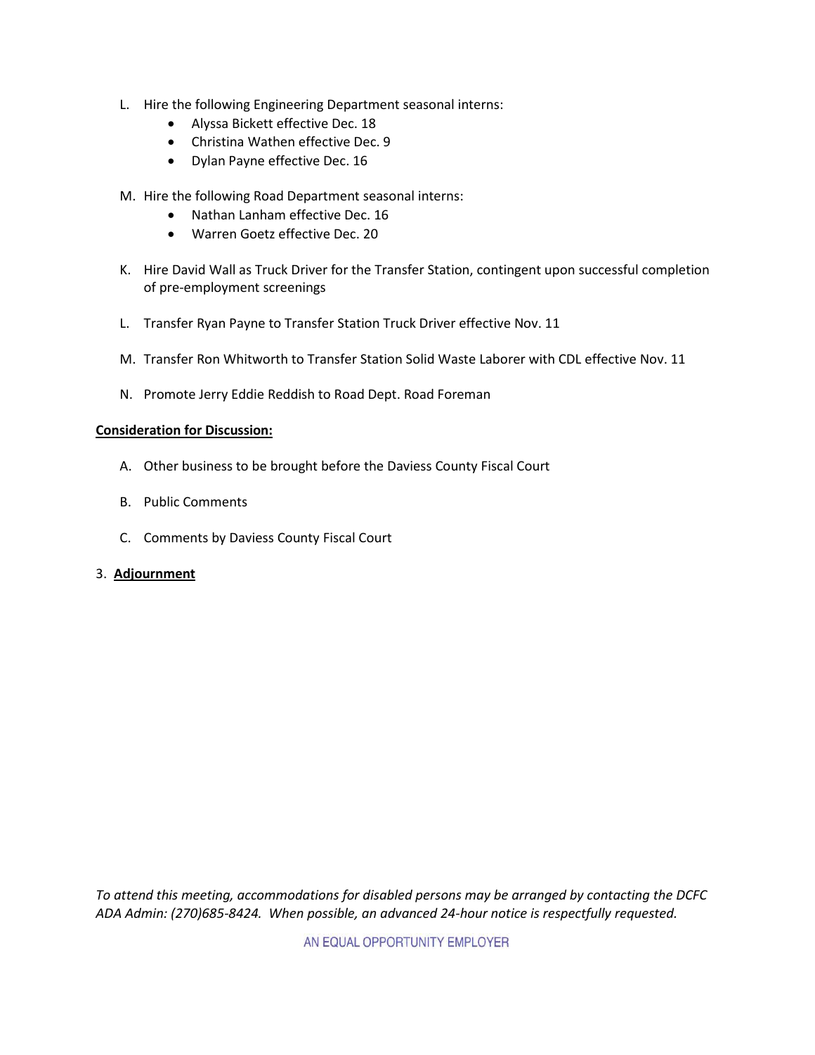L. Hire the following Engineering Department seasonal interns:
   - Alyssa Bickett effective Dec. 18
   - Christina Wathen effective Dec. 9
   - Dylan Payne effective Dec. 16

M. Hire the following Road Department seasonal interns:
   - Nathan Lanham effective Dec. 16
   - Warren Goetz effective Dec. 20

K. Hire David Wall as Truck Driver for the Transfer Station, contingent upon successful completion of pre-employment screenings

L. Transfer Ryan Payne to Transfer Station Truck Driver effective Nov. 11

M. Transfer Ron Whitworth to Transfer Station Solid Waste Laborer with CDL effective Nov. 11

N. Promote Jerry Eddie Reddish to Road Dept. Road Foreman

**Consideration for Discussion:**

A. Other business to be brought before the Daviess County Fiscal Court

B. Public Comments

C. Comments by Daviess County Fiscal Court

3. **Adjournment**

*To attend this meeting, accommodations for disabled persons may be arranged by contacting the DCFC ADA Admin: (270)685-8424. When possible, an advanced 24-hour notice is respectfully requested.*

AN EQUAL OPPORTUNITY EMPLOYER